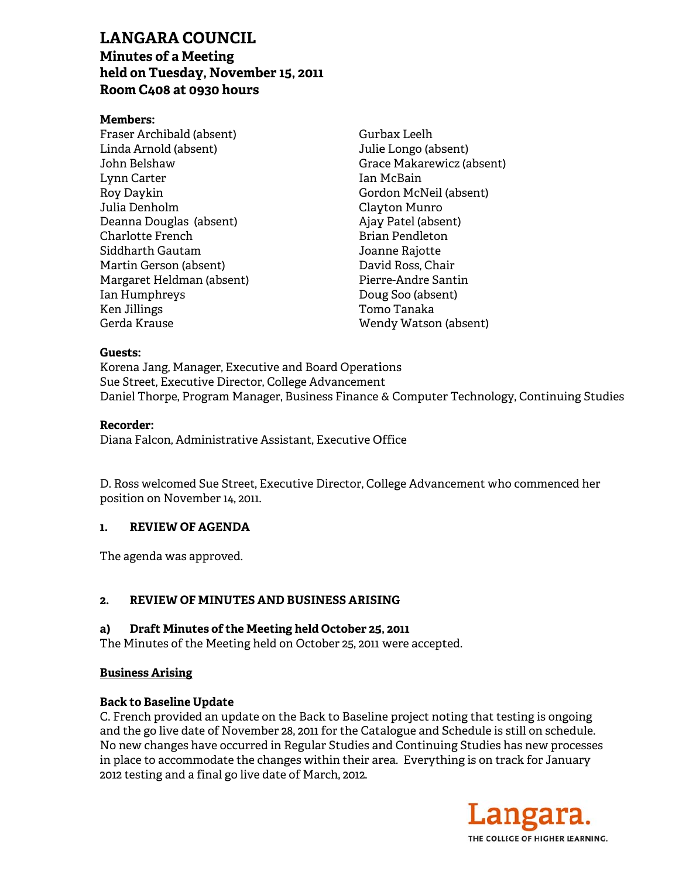# LANGARA COUNCIL
## Minutes of a Meeting
## held on Tuesday, November 15, 2011
## Room C408 at 0930 hours

**Members:**

Fraser Archibald (absent)
Linda Arnold (absent)
John Belshaw
Lynn Carter
Roy Daykin
Julia Denholm
Deanna Douglas (absent)
Charlotte French
Siddharth Gautam
Martin Gerson (absent)
Margaret Heldman (absent)
Ian Humphreys
Ken Jillings
Gerda Krause
Gurbax Leelh
Julie Longo (absent)
Grace Makarewicz (absent)
Ian McBain
Gordon McNeil (absent)
Clayton Munro
Ajay Patel (absent)
Brian Pendleton
Joanne Rajotte
David Ross, Chair
Pierre-Andre Santin
Doug Soo (absent)
Tomo Tanaka
Wendy Watson (absent)

**Guests:**

Korena Jang, Manager, Executive and Board Operations
Sue Street, Executive Director, College Advancement
Daniel Thorpe, Program Manager, Business Finance & Computer Technology, Continuing Studies

**Recorder:**

Diana Falcon, Administrative Assistant, Executive Office

D. Ross welcomed Sue Street, Executive Director, College Advancement who commenced her position on November 14, 2011.

### 1. REVIEW OF AGENDA

The agenda was approved.

### 2. REVIEW OF MINUTES AND BUSINESS ARISING

**a) Draft Minutes of the Meeting held October 25, 2011**

The Minutes of the Meeting held on October 25, 2011 were accepted.

**Business Arising**

**Back to Baseline Update**

C. French provided an update on the Back to Baseline project noting that testing is ongoing and the go live date of November 28, 2011 for the Catalogue and Schedule is still on schedule. No new changes have occurred in Regular Studies and Continuing Studies has new processes in place to accommodate the changes within their area. Everything is on track for January 2012 testing and a final go live date of March, 2012.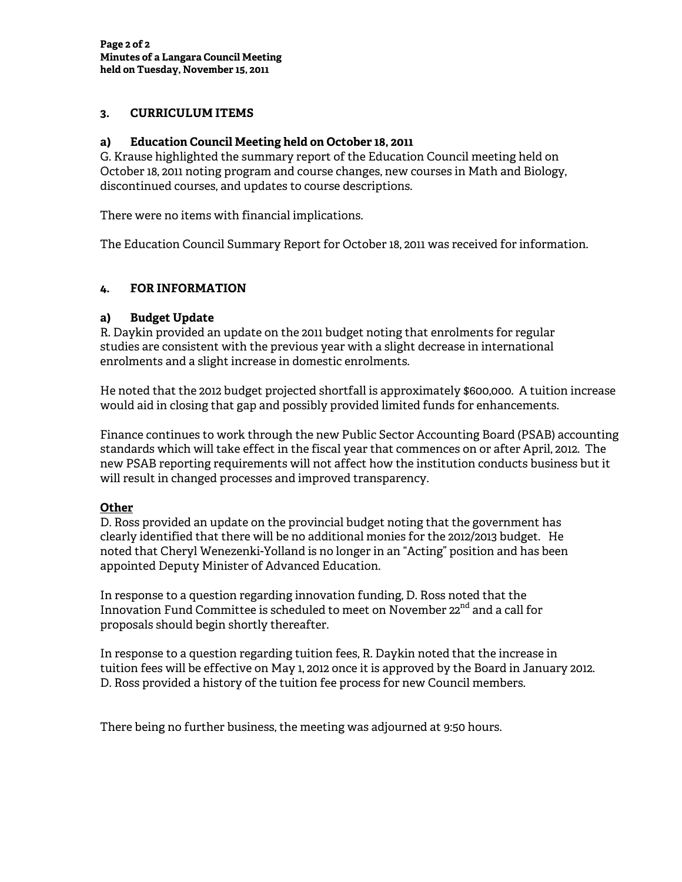### 3. CURRICULUM ITEMS

#### a) Education Council Meeting held on October 18, 2011

G. Krause highlighted the summary report of the Education Council meeting held on October 18, 2011 noting program and course changes, new courses in Math and Biology, discontinued courses, and updates to course descriptions.

There were no items with financial implications.

The Education Council Summary Report for October 18, 2011 was received for information.

### 4. FOR INFORMATION

#### a) Budget Update

R. Daykin provided an update on the 2011 budget noting that enrolments for regular studies are consistent with the previous year with a slight decrease in international enrolments and a slight increase in domestic enrolments.

He noted that the 2012 budget projected shortfall is approximately $600,000. A tuition increase would aid in closing that gap and possibly provided limited funds for enhancements.

Finance continues to work through the new Public Sector Accounting Board (PSAB) accounting standards which will take effect in the fiscal year that commences on or after April, 2012. The new PSAB reporting requirements will not affect how the institution conducts business but it will result in changed processes and improved transparency.

**Other**

D. Ross provided an update on the provincial budget noting that the government has clearly identified that there will be no additional monies for the 2012/2013 budget. He noted that Cheryl Wenezenki-Yolland is no longer in an "Acting" position and has been appointed Deputy Minister of Advanced Education.

In response to a question regarding innovation funding, D. Ross noted that the Innovation Fund Committee is scheduled to meet on November 22nd and a call for proposals should begin shortly thereafter.

In response to a question regarding tuition fees, R. Daykin noted that the increase in tuition fees will be effective on May 1, 2012 once it is approved by the Board in January 2012. D. Ross provided a history of the tuition fee process for new Council members.

There being no further business, the meeting was adjourned at 9:50 hours.